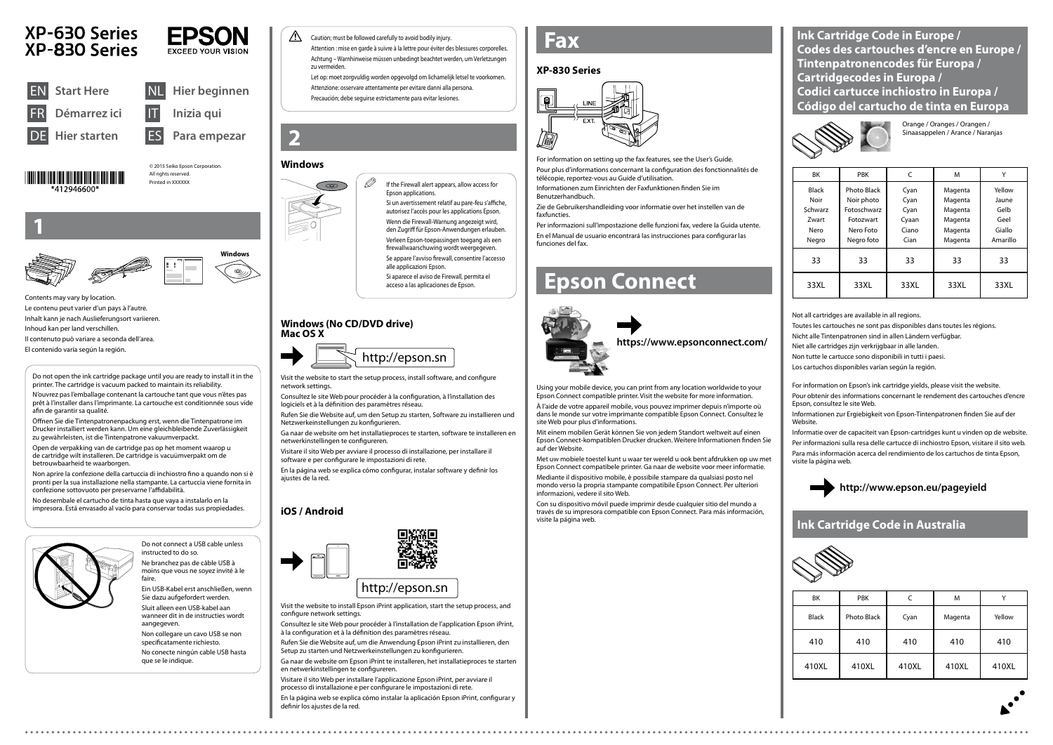# XP-630 Series
# XP-830 Series

EPSON
EXCEED YOUR VISION

- EN Start Here
- FR Démarrez ici
- DE Hier starten
- NL Hier beginnen
- IT Inizia qui
- ES Para empezar

*412946600*

© 2015 Seiko Epson Corporation.
All rights reserved.
Printed in XXXXXX

## 1

Windows

Contents may vary by location.

Le contenu peut varier d'un pays à l'autre.

Inhalt kann je nach Auslieferungsort variieren.

Inhoud kan per land verschillen.

Il contenuto può variare a seconda dell'area.

El contenido varía según la región.

Do not open the ink cartridge package until you are ready to install it in the printer. The cartridge is vacuum packed to maintain its reliability.

N'ouvrez pas l'emballage contenant la cartouche tant que vous n'êtes pas prêt à l'installer dans l'imprimante. La cartouche est conditionnée sous vide afin de garantir sa qualité.

Öffnen Sie die Tintenpatronenpackung erst, wenn die Tintenpatrone im Drucker installiert werden kann. Um eine gleichbleibende Zuverlässigkeit zu gewährleisten, ist die Tintenpatrone vakuumverpackt.

Open de verpakking van de cartridge pas op het moment waarop u de cartridge wilt installeren. De cartridge is vacuümverpakt om de betrouwbaarheid te waarborgen.

Non aprire la confezione della cartuccia di inchiostro fino a quando non si è pronti per la sua installazione nella stampante. La cartuccia viene fornita in confezione sottovuoto per preservarne l'affidabilità.

No desembale el cartucho de tinta hasta que vaya a instalarlo en la impresora. Está envasado al vacío para conservar todas sus propiedades.

Do not connect a USB cable unless instructed to do so.

Ne branchez pas de câble USB à moins que vous ne soyez invité à le faire.

Ein USB-Kabel erst anschließen, wenn Sie dazu aufgefordert werden.

Sluit alleen een USB-kabel aan wanneer dit in de instructies wordt aangegeven.

Non collegare un cavo USB se non specificatamente richiesto.

No conecte ningún cable USB hasta que se le indique.

⚠ Caution; must be followed carefully to avoid bodily injury.

Attention : mise en garde à suivre à la lettre pour éviter des blessures corporelles.

Achtung – Warnhinweise müssen unbedingt beachtet werden, um Verletzungen zu vermeiden.

Let op: moet zorgvuldig worden opgevolgd om lichamelijk letsel te voorkomen.

Attenzione: osservare attentamente per evitare danni alla persona.

Precaución; debe seguirse estrictamente para evitar lesiones.

## 2

### Windows

If the Firewall alert appears, allow access for Epson applications.

Si un avertissement relatif au pare-feu s'affiche, autorisez l'accès pour les applications Epson.

Wenn die Firewall-Warnung angezeigt wird, den Zugriff für Epson-Anwendungen erlauben.

Verleen Epson-toepassingen toegang als een firewallwaarschuwing wordt weergegeven.

Se appare l'avviso firewall, consentire l'accesso alle applicazioni Epson.

Si aparece el aviso de Firewall, permita el acceso a las aplicaciones de Epson.

### Windows (No CD/DVD drive)
### Mac OS X

http://epson.sn

Visit the website to start the setup process, install software, and configure network settings.

Consultez le site Web pour procéder à la configuration, à l'installation des logiciels et à la définition des paramètres réseau.

Rufen Sie die Website auf, um Setup zu starten, Software zu installieren und Netzwerkeinstellungen zu konfigurieren.

Ga naar de website om het installatieproces te starten, software te installeren en netwerkinstellingen te configureren.

Visitare il sito Web per avviare il processo di installazione, per installare il software e per configurare le impostazioni di rete.

En la página web se explica cómo configurar, instalar software y definir los ajustes de la red.

### iOS / Android

http://epson.sn

Visit the website to install Epson iPrint application, start the setup process, and configure network settings.

Consultez le site Web pour procéder à l'installation de l'application Epson iPrint, à la configuration et à la définition des paramètres réseau.

Rufen Sie die Website auf, um die Anwendung Epson iPrint zu installieren, den Setup zu starten und Netzwerkeinstellungen zu konfigurieren.

Ga naar de website om Epson iPrint te installeren, het installatieproces te starten en netwerkinstellingen te configureren.

Visitare il sito Web per installare l'applicazione Epson iPrint, per avviare il processo di installazione e per configurare le impostazioni di rete.

En la página web se explica cómo instalar la aplicación Epson iPrint, configurar y definir los ajustes de la red.

## Fax

### XP-830 Series

LINE
EXT.

For information on setting up the fax features, see the User's Guide.

Pour plus d'informations concernant la configuration des fonctionnalités de télécopie, reportez-vous au Guide d'utilisation.

Informationen zum Einrichten der Faxfunktionen finden Sie im Benutzerhandbuch.

Zie de Gebruikershandleiding voor informatie over het instellen van de faxfuncties.

Per informazioni sull'impostazione delle funzioni fax, vedere la Guida utente.

En el Manual de usuario encontrará las instrucciones para configurar las funciones del fax.

## Epson Connect

**https://www.epsonconnect.com/**

Using your mobile device, you can print from any location worldwide to your Epson Connect compatible printer. Visit the website for more information.

À l'aide de votre appareil mobile, vous pouvez imprimer depuis n'importe où dans le monde sur votre imprimante compatible Epson Connect. Consultez le site Web pour plus d'informations.

Mit einem mobilen Gerät können Sie von jedem Standort weltweit auf einen Epson Connect-kompatiblen Drucker drucken. Weitere Informationen finden Sie auf der Website.

Met uw mobiele toestel kunt u waar ter wereld u ook bent afdrukken op uw met Epson Connect compatibele printer. Ga naar de website voor meer informatie.

Mediante il dispositivo mobile, è possibile stampare da qualsiasi posto nel mondo verso la propria stampante compatibile Epson Connect. Per ulteriori informazioni, vedere il sito Web.

Con su dispositivo móvil puede imprimir desde cualquier sitio del mundo a través de su impresora compatible con Epson Connect. Para más información, visite la página web.

## Ink Cartridge Code in Europe / Codes des cartouches d'encre en Europe / Tintenpatronencodes für Europa / Cartridgecodes in Europa / Codici cartucce inchiostro in Europa / Código del cartucho de tinta en Europa

Orange / Oranges / Orangen / Sinaasappelen / Arance / Naranjas

| BK | PBK | C | M | Y |
|---|---|---|---|---|
| Black<br>Noir<br>Schwarz<br>Zwart<br>Nero<br>Negro | Photo Black<br>Noir photo<br>Fotoschwarz<br>Fotozwart<br>Nero Foto<br>Negro foto | Cyan<br>Cyan<br>Cyan<br>Cyaan<br>Ciano<br>Cian | Magenta<br>Magenta<br>Magenta<br>Magenta<br>Magenta<br>Magenta | Yellow<br>Jaune<br>Gelb<br>Geel<br>Giallo<br>Amarillo |
| 33 | 33 | 33 | 33 | 33 |
| 33XL | 33XL | 33XL | 33XL | 33XL |

Not all cartridges are available in all regions.

Toutes les cartouches ne sont pas disponibles dans toutes les régions.

Nicht alle Tintenpatronen sind in allen Ländern verfügbar.

Niet alle cartridges zijn verkrijgbaar in alle landen.

Non tutte le cartucce sono disponibili in tutti i paesi.

Los cartuchos disponibles varían según la región.

For information on Epson's ink cartridge yields, please visit the website.

Pour obtenir des informations concernant le rendement des cartouches d'encre Epson, consultez le site Web.

Informationen zur Ergiebigkeit von Epson-Tintenpatronen finden Sie auf der Website.

Informatie over de capaciteit van Epson-cartridges kunt u vinden op de website.

Per informazioni sulla resa delle cartucce di inchiostro Epson, visitare il sito web.

Para más información acerca del rendimiento de los cartuchos de tinta Epson, visite la página web.

**http://www.epson.eu/pageyield**

## Ink Cartridge Code in Australia

| BK | PBK | C | M | Y |
|---|---|---|---|---|
| Black | Photo Black | Cyan | Magenta | Yellow |
| 410 | 410 | 410 | 410 | 410 |
| 410XL | 410XL | 410XL | 410XL | 410XL |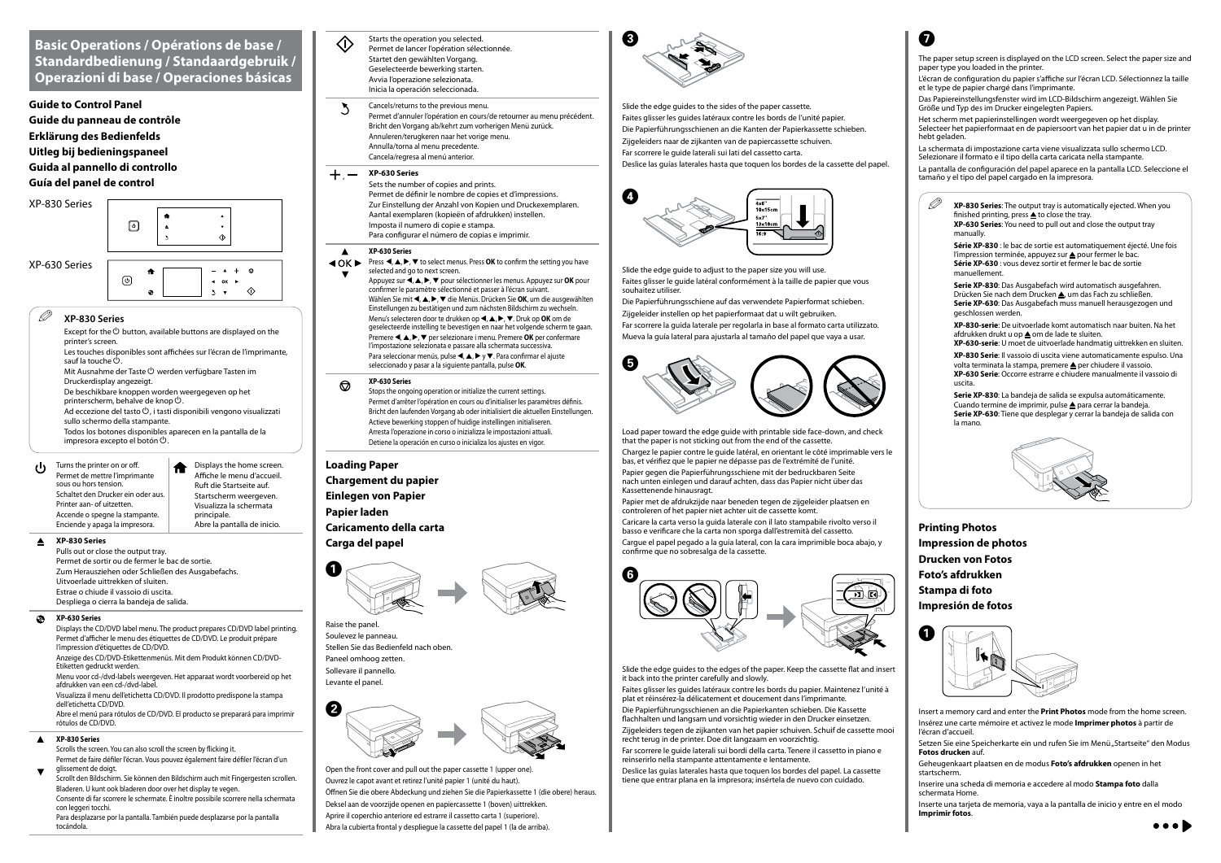# Basic Operations / Opérations de base / Standardbedienung / Standaardgebruik / Operazioni di base / Operaciones básicas

## Guide to Control Panel
## Guide du panneau de contrôle
## Erklärung des Bedienfelds
## Uitleg bij bedieningspaneel
## Guida al pannello di controllo
## Guía del panel de control

XP-830 Series

XP-630 Series

**XP-830 Series**

Except for the ⏻ button, available buttons are displayed on the printer's screen.

Les touches disponibles sont affichées sur l'écran de l'imprimante, sauf la touche ⏻.

Mit Ausnahme der Taste ⏻ werden verfügbare Tasten im Druckerdisplay angezeigt.

De beschikbare knoppen worden weergegeven op het printerscherm, behalve de knop ⏻.

Ad eccezione del tasto ⏻, i tasti disponibili vengono visualizzati sullo schermo della stampante.

Todos los botones disponibles aparecen en la pantalla de la impresora excepto el botón ⏻.

| | |
|---|---|
| ⏻ | Turns the printer on or off.<br>Permet de mettre l'imprimante sous ou hors tension.<br>Schaltet den Drucker ein oder aus.<br>Printer aan- of uitzetten.<br>Accende o spegne la stampante.<br>Enciende y apaga la impresora. |
| ⌂ | Displays the home screen.<br>Affiche le menu d'accueil.<br>Ruft die Startseite auf.<br>Startscherm weergeven.<br>Visualizza la schermata principale.<br>Abre la pantalla de inicio. |
| ⏏ | **XP-830 Series**<br>Pulls out or close the output tray.<br>Permet de sortir ou de fermer le bac de sortie.<br>Zum Herausziehen oder Schließen des Ausgabefachs.<br>Uitvoerlade uittrekken of sluiten.<br>Estrae o chiude il vassoio di uscita.<br>Despliega o cierra la bandeja de salida. |
| | **XP-630 Series**<br>Displays the CD/DVD label menu. The product prepares CD/DVD label printing.<br>Permet d'afficher le menu des étiquettes de CD/DVD. Le produit prépare l'impression d'étiquettes de CD/DVD.<br>Anzeige des CD/DVD-Etikettenmenüs. Mit dem Produkt können CD/DVD-Etiketten gedruckt werden.<br>Menu voor cd-/dvd-labels weergeven. Het apparaat wordt voorbereid op het afdrukken van een cd-/dvd-label.<br>Visualizza il menu dell'etichetta CD/DVD. Il prodotto predispone la stampa dell'etichetta CD/DVD.<br>Abre el menú para rótulos de CD/DVD. El producto se preparará para imprimir rótulos de CD/DVD. |
| ▲ ▼ | **XP-830 Series**<br>Scrolls the screen. You can also scroll the screen by flicking it.<br>Permet de faire défiler l'écran. Vous pouvez également faire défiler l'écran d'un glissement de doigt.<br>Scrollt den Bildschirm. Sie können den Bildschirm auch mit Fingergesten scrollen.<br>Bladeren. U kunt ook bladeren door over het display te vegen.<br>Consente di far scorrere le schermate. È inoltre possibile scorrere nella schermata con leggeri tocchi.<br>Para desplazarse por la pantalla. También puede desplazarse por la pantalla tocándola. |
| ◇ | Starts the operation you selected.<br>Permet de lancer l'opération sélectionnée.<br>Startet den gewählten Vorgang.<br>Geselecteerde bewerking starten.<br>Avvia l'operazione selezionata.<br>Inicia la operación seleccionada. |
| ↶ | Cancels/returns to the previous menu.<br>Permet d'annuler l'opération en cours/de retourner au menu précédent.<br>Bricht den Vorgang ab/kehrt zum vorherigen Menü zurück.<br>Annuleren/terugkeren naar het vorige menu.<br>Annulla/torna al menu precedente.<br>Cancela/regresa al menú anterior. |
| +, − | **XP-630 Series**<br>Sets the number of copies and prints.<br>Permet de définir le nombre de copies et d'impressions.<br>Zur Einstellung der Anzahl von Kopien und Druckexemplaren.<br>Aantal exemplaren (kopieën of afdrukken) instellen.<br>Imposta il numero di copie e stampa.<br>Para configurar el número de copias e imprimir. |
| ▲ ◀ OK ▶ ▼ | **XP-630 Series**<br>Press ◀, ▲, ▶, ▼ to select menus. Press **OK** to confirm the setting you have selected and go to next screen.<br>Appuyez sur ◀, ▲, ▶, ▼ pour sélectionner les menus. Appuyez sur **OK** pour confirmer le paramètre sélectionné et passer à l'écran suivant.<br>Wählen Sie mit ◀, ▲, ▶, ▼ die Menüs. Drücken Sie **OK**, um die ausgewählten Einstellungen zu bestätigen und zum nächsten Bildschirm zu wechseln.<br>Menu's selecteren door te drukken op ◀, ▲, ▶, ▼. Druk op **OK** om de geselecteerde instelling te bevestigen en naar het volgende scherm te gaan.<br>Premere ◀, ▲, ▶, ▼ per selezionare i menu. Premere **OK** per confermare l'impostazione selezionata e passare alla schermata successiva.<br>Para seleccionar menús, pulse ◀, ▲, ▶ y ▼. Para confirmar el ajuste seleccionado y pasar a la siguiente pantalla, pulse **OK**. |
| ⊘ | **XP-630 Series**<br>Stops the ongoing operation or initialize the current settings.<br>Permet d'arrêter l'opération en cours ou d'initialiser les paramètres définis.<br>Bricht den laufenden Vorgang ab oder initialisiert die aktuellen Einstellungen.<br>Actieve bewerking stoppen of huidige instellingen initialiseren.<br>Arresta l'operazione in corso o inizializza le impostazioni attuali.<br>Detiene la operación en curso o inicializa los ajustes en vigor. |

## Loading Paper
## Chargement du papier
## Einlegen von Papier
## Papier laden
## Caricamento della carta
## Carga del papel

**1**

Raise the panel.

Soulevez le panneau.

Stellen Sie das Bedienfeld nach oben.

Paneel omhoog zetten.

Sollevare il pannello.

Levante el panel.

**2**

Open the front cover and pull out the paper cassette 1 (upper one).

Ouvrez le capot avant et retirez l'unité papier 1 (unité du haut).

Öffnen Sie die obere Abdeckung und ziehen Sie die Papierkassette 1 (die obere) heraus.

Deksel aan de voorzijde openen en papiercassette 1 (boven) uittrekken.

Aprire il coperchio anteriore ed estrarre il cassetto carta 1 (superiore).

Abra la cubierta frontal y despliegue la cassette del papel 1 (la de arriba).

**3**

Slide the edge guides to the sides of the paper cassette.

Faites glisser les guides latéraux contre les bords de l'unité papier.

Die Papierführungsschienen an die Kanten der Papierkassette schieben.

Zijgeleiders naar de zijkanten van de papiercassette schuiven.

Far scorrere le guide laterali sui lati del cassetto carta.

Deslice las guías laterales hasta que toquen los bordes de la cassette del papel.

**4**

4x6"
10x15cm
5x7"
13x18cm
16:9

Slide the edge guide to adjust to the paper size you will use.

Faites glisser le guide latéral conformément à la taille de papier que vous souhaitez utiliser.

Die Papierführungsschiene auf das verwendete Papierformat schieben.

Zijgeleider instellen op het papierformaat dat u wilt gebruiken.

Far scorrere la guida laterale per regolarla in base al formato carta utilizzato.

Mueva la guía lateral para ajustarla al tamaño del papel que vaya a usar.

**5**

Load paper toward the edge guide with printable side face-down, and check that the paper is not sticking out from the end of the cassette.

Chargez le papier contre le guide latéral, en orientant le côté imprimable vers le bas, et vérifiez que le papier ne dépasse pas de l'extrémité de l'unité.

Papier gegen die Papierführungsschiene mit der bedruckbaren Seite nach unten einlegen und darauf achten, dass das Papier nicht über das Kassettenende hinausragt.

Papier met de afdrukzijde naar beneden tegen de zijgeleider plaatsen en controleren of het papier niet achter uit de cassette komt.

Caricare la carta verso la guida laterale con il lato stampabile rivolto verso il basso e verificare che la carta non sporga dall'estremità del cassetto.

Cargue el papel pegado a la guía lateral, con la cara imprimible boca abajo, y confirme que no sobresalga de la cassette.

**6**

Slide the edge guides to the edges of the paper. Keep the cassette flat and insert it back into the printer carefully and slowly.

Faites glisser les guides latéraux contre les bords du papier. Maintenez l'unité à plat et réinsérez-la délicatement et doucement dans l'imprimante.

Die Papierführungsschienen an die Papierkanten schieben. Die Kassette flachhalten und langsam und vorsichtig wieder in den Drucker einsetzen.

Zijgeleiders tegen de zijkanten van het papier schuiven. Schuif de cassette mooi recht terug in de printer. Doe dit langzaam en voorzichtig.

Far scorrere le guide laterali sui bordi della carta. Tenere il cassetto in piano e reinserirlo nella stampante attentamente e lentamente.

Deslice las guías laterales hasta que toquen los bordes del papel. La cassette tiene que entrar plana en la impresora; insértela de nuevo con cuidado.

**7**

The paper setup screen is displayed on the LCD screen. Select the paper size and paper type you loaded in the printer.

L'écran de configuration du papier s'affiche sur l'écran LCD. Sélectionnez la taille et le type de papier chargé dans l'imprimante.

Das Papiereinstellungsfenster wird im LCD-Bildschirm angezeigt. Wählen Sie Größe und Typ des im Drucker eingelegten Papiers.

Het scherm met papierinstellingen wordt weergegeven op het display. Selecteer het papierformaat en de papiersoort van het papier dat u in de printer hebt geladen.

La schermata di impostazione carta viene visualizzata sullo schermo LCD. Selezionare il formato e il tipo della carta caricata nella stampante.

La pantalla de configuración del papel aparece en la pantalla LCD. Seleccione el tamaño y el tipo del papel cargado en la impresora.

**XP-830 Series**: The output tray is automatically ejected. When you finished printing, press ⏏ to close the tray.
**XP-630 Series**: You need to pull out and close the output tray manually.

**Série XP-830** : le bac de sortie est automatiquement éjecté. Une fois l'impression terminée, appuyez sur ⏏ pour fermer le bac.
**Série XP-630** : vous devez sortir et fermer le bac de sortie manuellement.

**Serie XP-830**: Das Ausgabefach wird automatisch ausgefahren. Drücken Sie nach dem Drucken ⏏, um das Fach zu schließen.
**Serie XP-630**: Das Ausgabefach muss manuell herausgezogen und geschlossen werden.

**XP-830-serie**: De uitvoerlade komt automatisch naar buiten. Na het afdrukken drukt u op ⏏ om de lade te sluiten.
**XP-630-serie**: U moet de uitvoerlade handmatig uittrekken en sluiten.

**XP-830 Serie**: Il vassoio di uscita viene automaticamente espulso. Una volta terminata la stampa, premere ⏏ per chiudere il vassoio.
**XP-630 Serie**: Occorre estrarre e chiudere manualmente il vassoio di uscita.

**Serie XP-830**: La bandeja de salida se expulsa automáticamente. Cuando termine de imprimir, pulse ⏏ para cerrar la bandeja.
**Serie XP-630**: Tiene que desplegar y cerrar la bandeja de salida con la mano.

## Printing Photos
## Impression de photos
## Drucken von Fotos
## Foto's afdrukken
## Stampa di foto
## Impresión de fotos

**1**

Insert a memory card and enter the **Print Photos** mode from the home screen.

Insérez une carte mémoire et activez le mode **Imprimer photos** à partir de l'écran d'accueil.

Setzen Sie eine Speicherkarte ein und rufen Sie im Menü „Startseite" den Modus **Fotos drucken** auf.

Geheugenkaart plaatsen en de modus **Foto's afdrukken** openen in het startscherm.

Inserire una scheda di memoria e accedere al modo **Stampa foto** dalla schermata Home.

Inserte una tarjeta de memoria, vaya a la pantalla de inicio y entre en el modo **Imprimir fotos**.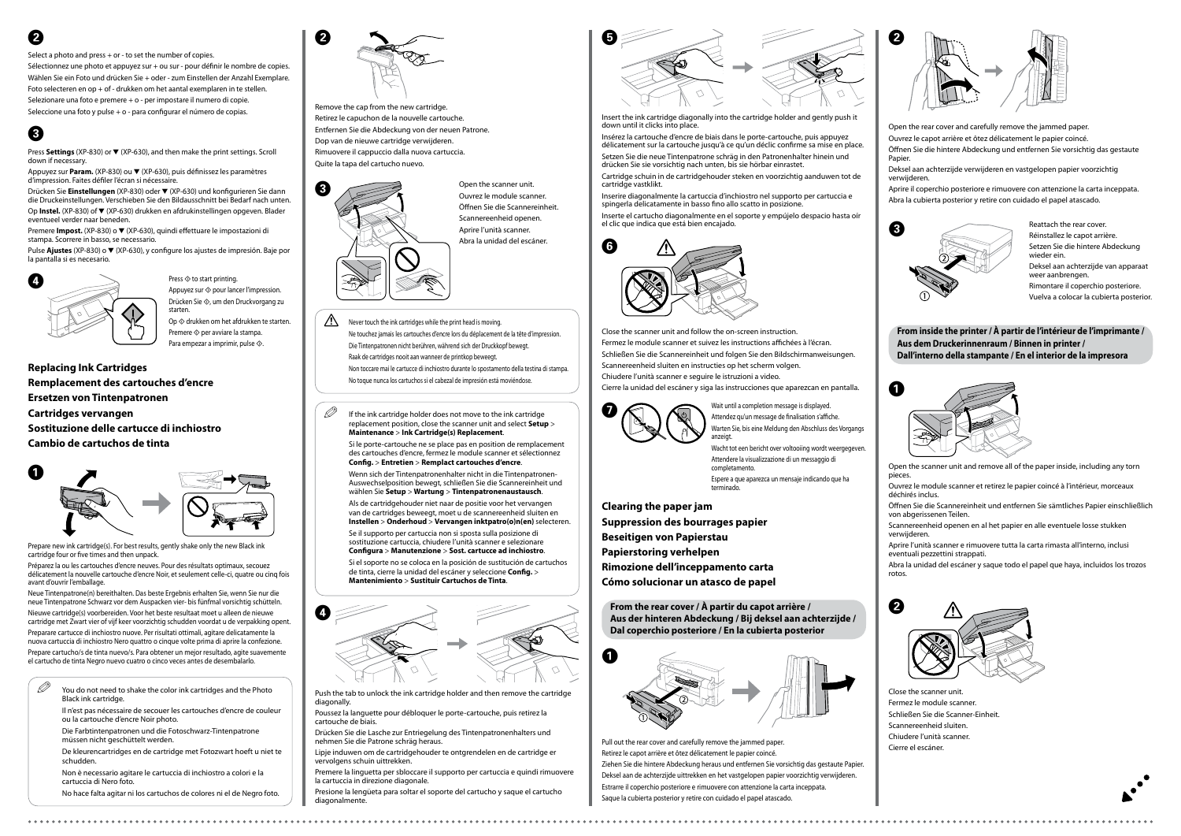**2**

Select a photo and press + or - to set the number of copies.

Sélectionnez une photo et appuyez sur + ou sur - pour définir le nombre de copies.

Wählen Sie ein Foto und drücken Sie + oder - zum Einstellen der Anzahl Exemplare.

Foto selecteren en op + of - drukken om het aantal exemplaren in te stellen.

Selezionare una foto e premere + o - per impostare il numero di copie.

Seleccione una foto y pulse + o - para configurar el número de copias.

**3**

Press **Settings** (XP-830) or ▼ (XP-630), and then make the print settings. Scroll down if necessary.

Appuyez sur **Param.** (XP-830) ou ▼ (XP-630), puis définissez les paramètres d'impression. Faites défiler l'écran si nécessaire.

Drücken Sie **Einstellungen** (XP-830) oder ▼ (XP-630) und konfigurieren Sie dann die Druckeinstellungen. Verschieben Sie den Bildausschnitt bei Bedarf nach unten.

Op **Instel.** (XP-830) of ▼ (XP-630) drukken en afdrukinstellingen opgeven. Blader eventueel verder naar beneden.

Premere **Impost.** (XP-830) o ▼ (XP-630), quindi effettuare le impostazioni di stampa. Scorrere in basso, se necessario.

Pulse **Ajustes** (XP-830) o ▼ (XP-630), y configure los ajustes de impresión. Baje por la pantalla si es necesario.

**4**

Press ◇ to start printing.

Appuyez sur ◇ pour lancer l'impression.

Drücken Sie ◇, um den Druckvorgang zu starten.

Op ◇ drukken om het afdrukken te starten.

Premere ◇ per avviare la stampa.

Para empezar a imprimir, pulse ◇.

## Replacing Ink Cartridges
## Remplacement des cartouches d'encre
## Ersetzen von Tintenpatronen
## Cartridges vervangen
## Sostituzione delle cartucce di inchiostro
## Cambio de cartuchos de tinta

**1**

Prepare new ink cartridge(s). For best results, gently shake only the new Black ink cartridge four or five times and then unpack.

Préparez la ou les cartouches d'encre neuves. Pour des résultats optimaux, secouez délicatement la nouvelle cartouche d'encre Noir, et seulement celle-ci, quatre ou cinq fois avant d'ouvrir l'emballage.

Neue Tintenpatrone(n) bereithalten. Das beste Ergebnis erhalten Sie, wenn Sie nur die neue Tintenpatrone Schwarz vor dem Auspacken vier- bis fünfmal vorsichtig schütteln.

Nieuwe cartridge(s) voorbereiden. Voor het beste resultaat moet u alleen de nieuwe cartridge met Zwart vier of vijf keer voorzichtig schudden voordat u de verpakking opent.

Preparare cartucce di inchiostro nuove. Per risultati ottimali, agitare delicatamente la nuova cartuccia di inchiostro Nero quattro o cinque volte prima di aprire la confezione.

Prepare cartucho/s de tinta nuevo/s. Para obtener un mejor resultado, agite suavemente el cartucho de tinta Negro nuevo cuatro o cinco veces antes de desembalarlo.

> You do not need to shake the color ink cartridges and the Photo Black ink cartridge.
>
> Il n'est pas nécessaire de secouer les cartouches d'encre de couleur ou la cartouche d'encre Noir photo.
>
> Die Farbtintenpatronen und die Fotoschwarz-Tintenpatrone müssen nicht geschüttelt werden.
>
> De kleurencartridges en de cartridge met Fotozwart hoeft u niet te schudden.
>
> Non è necessario agitare le cartucce di inchiostro a colori e la cartuccia di Nero foto.
>
> No hace falta agitar ni los cartuchos de colores ni el de Negro foto.

**2**

Remove the cap from the new cartridge.

Retirez le capuchon de la nouvelle cartouche.

Entfernen Sie die Abdeckung von der neuen Patrone.

Dop van de nieuwe cartridge verwijderen.

Rimuovere il cappuccio dalla nuova cartuccia.

Quite la tapa del cartucho nuevo.

**3**

Open the scanner unit.

Ouvrez le module scanner.

Öffnen Sie die Scannereinheit.

Scannereenheid openen.

Aprire l'unità scanner.

Abra la unidad del escáner.

> Never touch the ink cartridges while the print head is moving.
>
> Ne touchez jamais les cartouches d'encre lors du déplacement de la tête d'impression.
>
> Die Tintenpatronen nicht berühren, während sich der Druckkopf bewegt.
>
> Raak de cartridges nooit aan wanneer de printkop beweegt.
>
> Non toccare mai le cartucce di inchiostro durante lo spostamento della testina di stampa.
>
> No toque nunca los cartuchos si el cabezal de impresión está moviéndose.

> If the ink cartridge holder does not move to the ink cartridge replacement position, close the scanner unit and select **Setup** > **Maintenance** > **Ink Cartridge(s) Replacement**.
>
> Si le porte-cartouche ne se place pas en position de remplacement des cartouches d'encre, fermez le module scanner et sélectionnez **Config.** > **Entretien** > **Remplact cartouches d'encre**.
>
> Wenn sich der Tintenpatronenhalter nicht in die Tintenpatronen-Auswechselposition bewegt, schließen Sie die Scannereinheit und wählen Sie **Setup** > **Wartung** > **Tintenpatronenaustausch**.
>
> Als de cartridgehouder niet naar de positie voor het vervangen van de cartridges beweegt, moet u de scannereenheid sluiten en **Instellen** > **Onderhoud** > **Vervangen inktpatro(o)n(en)** selecteren.
>
> Se il supporto per cartuccia non si sposta sulla posizione di sostituzione cartuccia, chiudere l'unità scanner e selezionare **Configura** > **Manutenzione** > **Sost. cartucce ad inchiostro**.
>
> Si el soporte no se coloca en la posición de sustitución de cartuchos de tinta, cierre la unidad del escáner y seleccione **Config.** > **Mantenimiento** > **Sustituir Cartuchos de Tinta**.

**4**

Push the tab to unlock the ink cartridge holder and then remove the cartridge diagonally.

Poussez la languette pour débloquer le porte-cartouche, puis retirez la cartouche de biais.

Drücken Sie die Lasche zur Entriegelung des Tintenpatronenhalters und nehmen Sie die Patrone schräg heraus.

Lipje induwen om de cartridgehouder te ontgrendelen en de cartridge er vervolgens schuin uittrekken.

Premere la linguetta per sbloccare il supporto per cartuccia e quindi rimuovere la cartuccia in direzione diagonale.

Presione la lengüeta para soltar el soporte del cartucho y saque el cartucho diagonalmente.

**5**

Insert the ink cartridge diagonally into the cartridge holder and gently push it down until it clicks into place.

Insérez la cartouche d'encre de biais dans le porte-cartouche, puis appuyez délicatement sur la cartouche jusqu'à ce qu'un déclic confirme sa mise en place.

Setzen Sie die neue Tintenpatrone schräg in den Patronenhalter hinein und drücken Sie sie vorsichtig nach unten, bis sie hörbar einrastet.

Cartridge schuin in de cartridgehouder steken en voorzichtig aanduwen tot de cartridge vastklikt.

Inserire diagonalmente la cartuccia d'inchiostro nel supporto per cartuccia e spingerla delicatamente in basso fino allo scatto in posizione.

Inserte el cartucho diagonalmente en el soporte y empújelo despacio hasta oír el clic que indica que está bien encajado.

**6**

Close the scanner unit and follow the on-screen instruction.

Fermez le module scanner et suivez les instructions affichées à l'écran.

Schließen Sie die Scannereinheit und folgen Sie den Bildschirmanweisungen.

Scannereenheid sluiten en instructies op het scherm volgen.

Chiudere l'unità scanner e seguire le istruzioni a video.

Cierre la unidad del escáner y siga las instrucciones que aparezcan en pantalla.

**7**

Wait until a completion message is displayed.

Attendez qu'un message de finalisation s'affiche.

Warten Sie, bis eine Meldung den Abschluss des Vorgangs anzeigt.

Wacht tot een bericht over voltooiing wordt weergegeven.

Attendere la visualizzazione di un messaggio di completamento.

Espere a que aparezca un mensaje indicando que ha terminado.

## Clearing the paper jam
## Suppression des bourrages papier
## Beseitigen von Papierstau
## Papierstoring verhelpen
## Rimozione dell'inceppamento carta
## Cómo solucionar un atasco de papel

### From the rear cover / À partir du capot arrière / Aus der hinteren Abdeckung / Bij deksel aan achterzijde / Dal coperchio posteriore / En la cubierta posterior

**1**

Pull out the rear cover and carefully remove the jammed paper.

Retirez le capot arrière et ôtez délicatement le papier coincé.

Ziehen Sie die hintere Abdeckung heraus und entfernen Sie vorsichtig das gestaute Papier.

Deksel aan achterzijde uittrekken en het vastgelopen papier voorzichtig verwijderen.

Estrarre il coperchio posteriore e rimuovere con attenzione la carta inceppata.

Saque la cubierta posterior y retire con cuidado el papel atascado.

**2**

Open the rear cover and carefully remove the jammed paper.

Ouvrez le capot arrière et ôtez délicatement le papier coincé.

Öffnen Sie die hintere Abdeckung und entfernen Sie vorsichtig das gestaute Papier.

Deksel aan achterzijde verwijderen en vastgelopen papier voorzichtig verwijderen.

Aprire il coperchio posteriore e rimuovere con attenzione la carta inceppata.

Abra la cubierta posterior y retire con cuidado el papel atascado.

**3**

Reattach the rear cover.

Réinstallez le capot arrière.

Setzen Sie die hintere Abdeckung wieder ein.

Deksel aan achterzijde van apparaat weer aanbrengen.

Rimontare il coperchio posteriore.

Vuelva a colocar la cubierta posterior.

### From inside the printer / À partir de l'intérieur de l'imprimante / Aus dem Druckerinnenraum / Binnen in printer / Dall'interno della stampante / En el interior de la impresora

**1**

Open the scanner unit and remove all of the paper inside, including any torn pieces.

Ouvrez le module scanner et retirez le papier coincé à l'intérieur, morceaux déchirés inclus.

Öffnen Sie die Scannereinheit und entfernen Sie sämtliches Papier einschließlich von abgerissenen Teilen.

Scannereenheid openen en al het papier en alle eventuele losse stukken verwijderen.

Aprire l'unità scanner e rimuovere tutta la carta rimasta all'interno, inclusi eventuali pezzettini strappati.

Abra la unidad del escáner y saque todo el papel que haya, incluidos los trozos rotos.

**2**

Close the scanner unit.

Fermez le module scanner.

Schließen Sie die Scanner-Einheit.

Scannereenheid sluiten.

Chiudere l'unità scanner.

Cierre el escáner.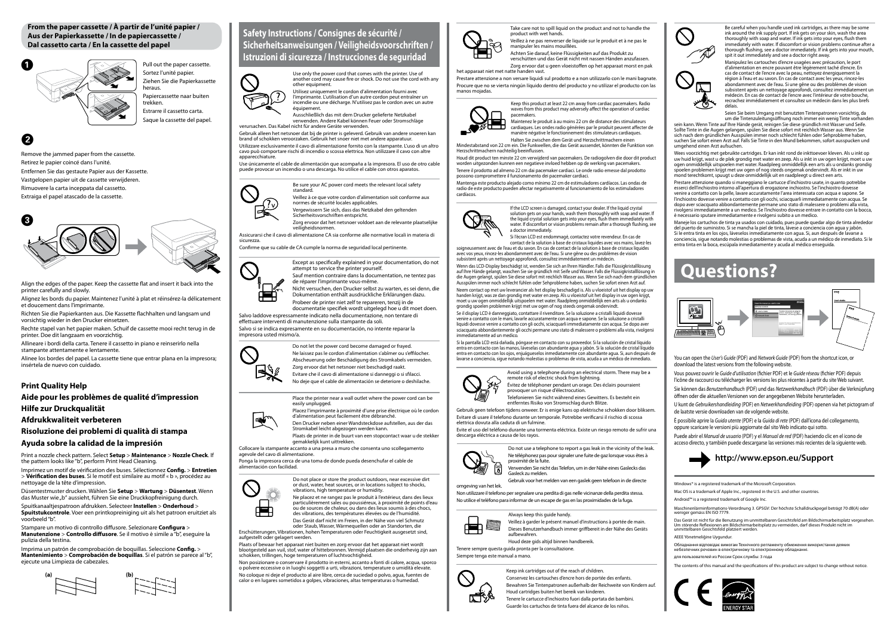**From the paper cassette / À partir de l'unité papier / Aus der Papierkassette / In de papiercassette / Dal cassetto carta / En la cassette del papel**

1

Pull out the paper cassette.

Sortez l'unité papier.

Ziehen Sie die Papierkassette heraus.

Papiercassette naar buiten trekken.

Estrarre il cassetto carta.

Saque la cassette del papel.

2

Remove the jammed paper from the cassette.

Retirez le papier coincé dans l'unité.

Entfernen Sie das gestaute Papier aus der Kassette.

Vastgelopen papier uit de cassette verwijderen.

Rimuovere la carta inceppata dal cassetto.

Extraiga el papel atascado de la cassette.

3

Align the edges of the paper. Keep the cassette flat and insert it back into the printer carefully and slowly.

Alignez les bords du papier. Maintenez l'unité à plat et réinsérez-la délicatement et doucement dans l'imprimante.

Richten Sie die Papierkanten aus. Die Kassette flachhalten und langsam und vorsichtig wieder in den Drucker einsetzen.

Rechte stapel van het papier maken. Schuif de cassette mooi recht terug in de printer. Doe dit langzaam en voorzichtig.

Allineare i bordi della carta. Tenere il cassetto in piano e reinserirlo nella stampante attentamente e lentamente.

Alinee los bordes del papel. La cassette tiene que entrar plana en la impresora; insértela de nuevo con cuidado.

## Print Quality Help

## Aide pour les problèmes de qualité d'impression

## Hilfe zur Druckqualität

## Afdrukkwaliteit verbeteren

## Risoluzione dei problemi di qualità di stampa

## Ayuda sobre la calidad de la impresión

Print a nozzle check pattern. Select **Setup** > **Maintenance** > **Nozzle Check**. If the pattern looks like "b", perform Print Head Cleaning.

Imprimez un motif de vérification des buses. Sélectionnez **Config.** > **Entretien** > **Vérification des buses**. Si le motif est similaire au motif « b », procédez au nettoyage de la tête d'impression.

Düsentestmuster drucken. Wählen Sie **Setup** > **Wartung** > **Düsentest**. Wenn das Muster wie „b" aussieht, führen Sie eine Druckkopfreinigung durch.

Spuitkanaaltjespatroon afdrukken. Selecteer **Instellen** > **Onderhoud** > **Spuitstukcontrole**. Voer een printkopreiniging uit als het patroon eruitziet als voorbeeld "b".

Stampare un motivo di controllo diffusore. Selezionare **Configura** > **Manutenzione** > **Controllo diffusore**. Se il motivo è simile a "b", eseguire la pulizia della testina.

Imprima un patrón de comprobación de boquillas. Seleccione **Config.** > **Mantenimiento** > **Comprobación de boquillas**. Si el patrón se parece al "b", ejecute una Limpieza de cabezales.

(a) (b)

## Safety Instructions / Consignes de sécurité / Sicherheitsanweisungen / Veiligheidsvoorschriften / Istruzioni di sicurezza / Instrucciones de seguridad

Use only the power cord that comes with the printer. Use of another cord may cause fire or shock. Do not use the cord with any other equipment.

Utilisez uniquement le cordon d'alimentation fourni avec l'imprimante. L'utilisation d'un autre cordon peut entraîner un incendie ou une décharge. N'utilisez pas le cordon avec un autre équipement.

Ausschließlich das mit dem Drucker gelieferte Netzkabel verwenden. Andere Kabel können Feuer oder Stromschläge verursachen. Das Kabel nicht für andere Geräte verwenden.

Gebruik alleen het netsnoer dat bij de printer is geleverd. Gebruik van andere snoeren kan brand of schokken veroorzaken. Gebruik het snoer niet met andere apparatuur.

Utilizzare esclusivamente il cavo di alimentazione fornito con la stampante. L'uso di un altro cavo può comportare rischi di incendio o scossa elettrica. Non utilizzare il cavo con altre apparecchiature.

Use únicamente el cable de alimentación que acompaña a la impresora. El uso de otro cable puede provocar un incendio o una descarga. No utilice el cable con otros aparatos.

Be sure your AC power cord meets the relevant local safety standard.

Veillez à ce que votre cordon d'alimentation soit conforme aux normes de sécurité locales applicables.

Vergewissern Sie sich, dass das Netzkabel den geltenden Sicherheitsvorschriften entspricht.

Zorg ervoor dat het netsnoer voldoet aan de relevante plaatselijke veiligheidsnormen.

Assicurarsi che il cavo di alimentazione CA sia conforme alle normative locali in materia di sicurezza.

Confirme que su cable de CA cumple la norma de seguridad local pertinente.

Except as specifically explained in your documentation, do not attempt to service the printer yourself.

Sauf mention contraire dans la documentation, ne tentez pas de réparer l'imprimante vous-même.

Nicht versuchen, den Drucker selbst zu warten, es sei denn, die Dokumentation enthält ausdrückliche Erklärungen dazu.

Probeer de printer niet zelf te repareren, tenzij in de documentatie specifiek wordt uitgelegd hoe u dit moet doen.

Salvo laddove espressamente indicato nella documentazione, non tentare di effettuare interventi di manutenzione sulla stampante da soli.

Salvo si se indica expresamente en su documentación, no intente reparar la impresora usted mismo/a.

Do not let the power cord become damaged or frayed.

Ne laissez pas le cordon d'alimentation s'abîmer ou s'effilocher.

Abscheuerung oder Beschädigung des Stromkabels vermeiden.

Zorg ervoor dat het netsnoer niet beschadigd raakt.

Evitare che il cavo di alimentazione si danneggi o si sfilacci.

No deje que el cable de alimentación se deteriore o deshilache.

Place the printer near a wall outlet where the power cord can be easily unplugged.

Placez l'imprimante à proximité d'une prise électrique où le cordon d'alimentation peut facilement être débranché.

Den Drucker neben einer Wandsteckdose aufstellen, aus der das Stromkabel leicht abgezogen werden kann.

Plaats de printer in de buurt van een stopcontact waar u de stekker gemakkelijk kunt uittrekken.

Collocare la stampante accanto a una presa a muro che consenta uno scollegamento agevole del cavo di alimentazione.

Ponga la impresora cerca de una toma de donde pueda desenchufar el cable de alimentación con facilidad.

Do not place or store the product outdoors, near excessive dirt or dust, water, heat sources, or in locations subject to shocks, vibrations, high temperature or humidity.

Ne placez et ne rangez pas le produit à l'extérieur, dans des lieux particulièrement sales ou poussiéreux, à proximité de points d'eau ou de sources de chaleur, ou dans des lieux soumis à des chocs, des vibrations, des températures élevées ou de l'humidité.

Das Gerät darf nicht im Freien, in der Nähe von viel Schmutz oder Staub, Wasser, Wärmequellen oder an Standorten, die Erschütterungen, Vibrationen, hohen Temperaturen oder Feuchtigkeit ausgesetzt sind, aufgestellt oder gelagert werden.

Plaats of bewaar het apparaat niet buiten en zorg ervoor dat het apparaat niet wordt blootgesteld aan vuil, stof, water of hittebronnen. Vermijd plaatsen die onderhevig zijn aan schokken, trillingen, hoge temperaturen of luchtvochtigheid.

Non posizionare o conservare il prodotto in esterni, accanto a fonti di calore, acqua, sporco o polvere eccessive o in luoghi soggetti a urti, vibrazioni, temperature o umidità elevate.

No coloque ni deje el producto al aire libre, cerca de suciedad o polvo, agua, fuentes de calor o en lugares sometidos a golpes, vibraciones, altas temperaturas o humedad.

Take care not to spill liquid on the product and not to handle the product with wet hands.

Veillez à ne pas renverser de liquide sur le produit et à ne pas le manipuler les mains mouillées.

Achten Sie darauf, keine Flüssigkeiten auf das Produkt zu verschütten und das Gerät nicht mit nassen Händen anzufassen.

Zorg ervoor dat u geen vloeistoffen op het apparaat morst en pak het apparaat niet met natte handen vast.

Prestare attenzione a non versare liquidi sul prodotto e a non utilizzarlo con le mani bagnate.

Procure que no se vierta ningún líquido dentro del producto y no utilizar el producto con las manos mojadas.

Keep this product at least 22 cm away from cardiac pacemakers. Radio waves from this product may adversely affect the operation of cardiac pacemakers.

Maintenez le produit à au moins 22 cm de distance des stimulateurs cardiaques. Les ondes radio générées par le produit peuvent affecter de manière négative le fonctionnement des stimulateurs cardiaques.

Halten Sie zwischen dem Gerät und Herzschrittmachern einen Mindestabstand von 22 cm ein. Die Funkwellen, die das Gerät aussendet, könnten die Funktion von Herzschrittmachern nachteilig beeinflussen.

Houd dit product ten minste 22 cm verwijderd van pacemakers. De radiogolven die door dit product worden uitgezonden kunnen een negatieve invloed hebben op de werking van pacemakers.

Tenere il prodotto ad almeno 22 cm dai pacemaker cardiaci. Le onde radio emesse dal prodotto possono compromettere il funzionamento dei pacemaker cardiaci.

Mantenga este producto alejado como mínimo 22 cm de estimuladores cardíacos. Las ondas de radio de este producto pueden afectar negativamente al funcionamiento de los estimuladores cardíacos.

If the LCD screen is damaged, contact your dealer. If the liquid crystal solution gets on your hands, wash them thoroughly with soap and water. If the liquid crystal solution gets into your eyes, flush them immediately with water. If discomfort or vision problems remain after a thorough flushing, see a doctor immediately.

Si l'écran LCD est endommagé, contactez votre revendeur. En cas de contact de la solution à base de cristaux liquides avec vos mains, lavez-les soigneusement avec de l'eau et du savon. En cas de contact de la solution à base de cristaux liquides avec vos yeux, rincez-les abondamment avec de l'eau. Si une gêne ou des problèmes de vision subsistent après un nettoyage approfondi, consultez immédiatement un médecin.

Wenn das LCD-Display beschädigt ist, wenden Sie sich an Ihren Händler. Falls die Flüssigkristalllösung auf Ihre Hände gelangt, waschen Sie sie gründlich mit Seife und Wasser. Falls die Flüssigkristalllösung in die Augen gelangt, spülen Sie diese sofort mit reichlich Wasser aus. Wenn Sie sich nach dem gründlichen Ausspülen immer noch schlecht fühlen oder Sehprobleme haben, suchen Sie sofort einen Arzt auf.

Neem contact op met uw leverancier als het display beschadigd is. Als u vloeistof uit het display op uw handen krijgt, was ze dan grondig met water en zeep. Als u vloeistof uit het display in uw ogen krijgt, moet u uw ogen onmiddellijk uitspoelen met water. Raadpleeg onmiddellijk een arts als u ondanks grondig spoelen problemen krijgt met uw ogen of nog steeds ongemak ondervindt.

Se il display LCD è danneggiato, contattare il rivenditore. Se la soluzione a cristalli liquidi dovesse venire a contatto con le mani, lavarle accuratamente con acqua e sapone. Se la soluzione a cristalli liquidi dovesse venire a contatto con gli occhi, sciacquarli immediatamente con acqua. Se dopo aver sciacquato abbondantemente gli occhi permane uno stato di malessere o problemi alla vista, rivolgersi immediatamente ad un medico.

Si la pantalla LCD está dañada, póngase en contacto con su proveedor. Si la solución de cristal líquido entra en contacto con las manos, láveselas con abundante agua y jabón. Si la solución de cristal líquido entra en contacto con los ojos, enjuágueselos inmediatamente con abundante agua. Si, aun después de lavarse a conciencia, sigue notando molestias o problemas de vista, acuda a un médico de inmediato.

Avoid using a telephone during an electrical storm. There may be a remote risk of electric shock from lightning.

Évitez de téléphoner pendant un orage. Des éclairs pourraient provoquer un risque d'électrocution.

Telefonieren Sie nicht während eines Gewitters. Es besteht ein entferntes Risiko von Stromschlag durch Blitze.

Gebruik geen telefoon tijdens onweer. Er is enige kans op elektrische schokken door bliksem.

Evitare di usare il telefono durante un temporale. Potrebbe verificarsi il rischio di scossa elettrica dovuta alla caduta di un fulmine.

Evite el uso del teléfono durante una tormenta eléctrica. Existe un riesgo remoto de sufrir una descarga eléctrica a causa de los rayos.

Do not use a telephone to report a gas leak in the vicinity of the leak.

Ne téléphonez pas pour signaler une fuite de gaz lorsque vous êtes à proximité de la fuite.

Verwenden Sie nicht das Telefon, um in der Nähe eines Gaslecks das Gasleck zu melden.

Gebruik voor het melden van een gaslek geen telefoon in de directe omgeving van het lek.

Non utilizzare il telefono per segnalare una perdita di gas nelle vicinanze della perdita stessa.

No utilice el teléfono para informar de un escape de gas en las proximidades de la fuga.

Always keep this guide handy.

Veillez à garder le présent manuel d'instructions à portée de main.

Dieses Benutzerhandbuch immer griffbereit in der Nähe des Geräts aufbewahren.

Houd deze gids altijd binnen handbereik.

Tenere sempre questa guida pronta per la consultazione.

Siempre tenga este manual a mano.

Keep ink cartridges out of the reach of children.

Conservez les cartouches d'encre hors de portée des enfants.

Bewahren Sie Tintenpatronen außerhalb der Reichweite von Kindern auf.

Houd cartridges buiten het bereik van kinderen.

Tenere le cartucce d'inchiostro fuori dalla portata dei bambini.

Guarde los cartuchos de tinta fuera del alcance de los niños.

Be careful when you handle used ink cartridges, as there may be some ink around the ink supply port. If ink gets on your skin, wash the area thoroughly with soap and water. If ink gets into your eyes, flush them immediately with water. If discomfort or vision problems continue after a thorough flushing, see a doctor immediately. If ink gets into your mouth, spit it out immediately and see a doctor right away.

Manipulez les cartouches d'encre usagées avec précaution, le port d'alimentation en encre pouvant être légèrement taché d'encre. En cas de contact de l'encre avec la peau, nettoyez énergiquement la région à l'eau et au savon. En cas de contact avec les yeux, rincez-les abondamment avec de l'eau. Si une gêne ou des problèmes de vision subsistent après un nettoyage approfondi, consultez immédiatement un médecin. En cas de contact de l'encre avec l'intérieur de votre bouche, recrachez immédiatement et consultez un médecin dans les plus brefs délais.

Seien Sie beim Umgang mit benutzten Tintenpatronen vorsichtig, da um die Tintenzuleitungsöffnung noch immer ein wenig Tinte vorhanden sein kann. Wenn Tinte auf Ihre Hände gerät, reinigen Sie diese gründlich mit Wasser und Seife. Sollte Tinte in die Augen gelangen, spülen Sie diese sofort mit reichlich Wasser aus. Wenn Sie sich nach dem gründlichen Ausspülen immer noch schlecht fühlen oder Sehprobleme haben, suchen Sie sofort einen Arzt auf. Falls Sie Tinte in den Mund bekommen, sofort ausspucken und umgehend einen Arzt aufsuchen.

Wees voorzichtig met gebruikte cartridges. Er kan inkt rond de inkttoevoer kleven. Als u inkt op uw huid krijgt, wast u de plek grondig met water en zeep. Als u inkt in uw ogen krijgt, moet u uw ogen onmiddellijk uitspoelen met water. Raadpleeg onmiddellijk een arts als u ondanks grondig spoelen problemen krijgt met uw ogen of nog steeds ongemak ondervindt. Als er inkt in uw mond terechtkomt, spuugt u deze onmiddellijk uit en raadpleegt u direct een arts.

Prestare attenzione quando si maneggiano le cartucce d'inchiostro usate, in quanto potrebbe esserci dell'inchiostro intorno all'apertura di erogazione inchiostro. Se l'inchiostro dovesse venire a contatto con la pelle, lavare accuratamente l'area interessata con acqua e sapone. Se l'inchiostro dovesse venire a contatto con gli occhi, sciacquarli immediatamente con acqua. Se dopo aver sciacquato abbondantemente permane uno stato di malessere o problemi alla vista, rivolgersi immediatamente a un medico. Se l'inchiostro dovesse entrare in contatto con la bocca, è necessario sputare immediatamente e rivolgersi subito a un medico.

Maneje los cartuchos de tinta ya usados con cuidado, pues puede quedar algo de tinta alrededor del puerto de suministro. Si se mancha la piel de tinta, lávese a conciencia con agua y jabón. Si le entra tinta en los ojos, láveselos inmediatamente con agua. Si, aun después de lavarse a conciencia, sigue notando molestias o problemas de vista, acuda a un médico de inmediato. Si le entra tinta en la boca, escúpala inmediatamente y acuda al médico enseguida.

# Questions?

You can open the *User's Guide* (PDF) and *Network Guide* (PDF) from the shortcut icon, or download the latest versions from the following website.

Vous pouvez ouvrir le *Guide d'utilisation* (fichier PDF) et le *Guide réseau* (fichier PDF) depuis l'icône de raccourci ou télécharger les versions les plus récentes à partir du site Web suivant.

Sie können das *Benutzerhandbuch* (PDF) und das *Netzwerkhandbuch* (PDF) über die Verknüpfung öffnen oder die aktuellen Versionen von der angegebenen Website herunterladen.

U kunt de *Gebruikershandleiding* (PDF) en *Netwerkhandleiding* (PDF) openen via het pictogram of de laatste versie downloaden van de volgende website.

È possibile aprire la *Guida utente* (PDF) e la *Guida di rete* (PDF) dall'icona del collegamento, oppure scaricare le versioni più aggiornate dal sito Web indicato qui sotto.

Puede abrir el *Manual de usuario* (PDF) y el *Manual de red* (PDF) haciendo clic en el icono de acceso directo, y también puede descargarse las versiones más recientes de la siguiente web.

**http://www.epson.eu/Support**

Windows® is a registered trademark of the Microsoft Corporation.

Mac OS is a trademark of Apple Inc., registered in the U.S. and other countries.

Android™ is a registered trademark of Google Inc.

Maschinenlärminformations-Verordnung 3. GPSGV: Der höchste Schalldruckpegel beträgt 70 dB(A) oder weniger gemäss EN ISO 7779.

Das Gerät ist nicht für die Benutzung im unmittelbaren Gesichtsfeld am Bildschirmarbeitsplatz vorgesehen. Um störende Reflexionen am Bildschirmarbeitsplatz zu vermeiden, darf dieses Produkt nicht im unmittelbaren Gesichtsfeld platziert werden.

AEEE Yönetmeliğine Uygundur.

Обладнання відповідає вимогам Технічного регламенту обмеження використання деяких небезпечних речовин в електричному та електронному обладнанні.

для пользователей из России Срок службы: 3 года

The contents of this manual and the specifications of this product are subject to change without notice.